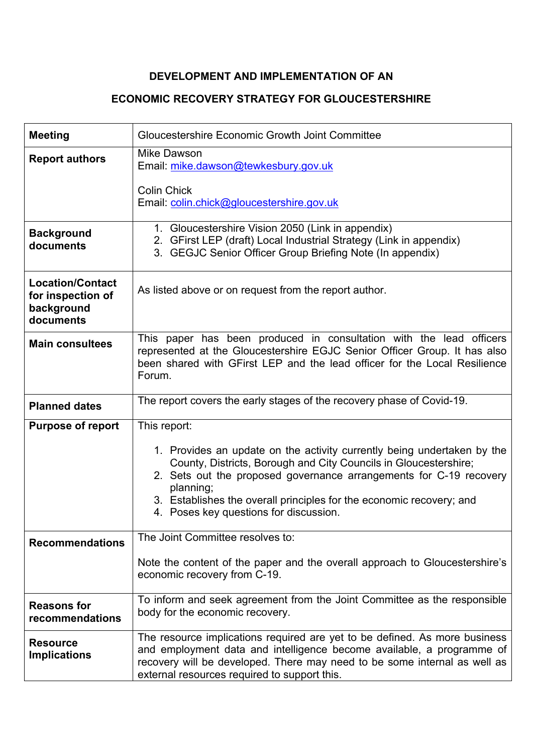# DEVELOPMENT AND IMPLEMENTATION OF AN ECONOMIC RECOVERY STRATEGY FOR GLOUCESTERSHIRE

| | |
|---|---|
| **Meeting** | Gloucestershire Economic Growth Joint Committee |
| **Report authors** | Mike Dawson<br>Email: mike.dawson@tewkesbury.gov.uk<br><br>Colin Chick<br>Email: colin.chick@gloucestershire.gov.uk |
| **Background documents** | 1. Gloucestershire Vision 2050 (Link in appendix)<br>2. GFirst LEP (draft) Local Industrial Strategy (Link in appendix)<br>3. GEGJC Senior Officer Group Briefing Note (In appendix) |
| **Location/Contact for inspection of background documents** | As listed above or on request from the report author. |
| **Main consultees** | This paper has been produced in consultation with the lead officers represented at the Gloucestershire EGJC Senior Officer Group. It has also been shared with GFirst LEP and the lead officer for the Local Resilience Forum. |
| **Planned dates** | The report covers the early stages of the recovery phase of Covid-19. |
| **Purpose of report** | This report:<br><br>1. Provides an update on the activity currently being undertaken by the County, Districts, Borough and City Councils in Gloucestershire;<br>2. Sets out the proposed governance arrangements for C-19 recovery planning;<br>3. Establishes the overall principles for the economic recovery; and<br>4. Poses key questions for discussion. |
| **Recommendations** | The Joint Committee resolves to:<br><br>Note the content of the paper and the overall approach to Gloucestershire's economic recovery from C-19. |
| **Reasons for recommendations** | To inform and seek agreement from the Joint Committee as the responsible body for the economic recovery. |
| **Resource Implications** | The resource implications required are yet to be defined. As more business and employment data and intelligence become available, a programme of recovery will be developed. There may need to be some internal as well as external resources required to support this. |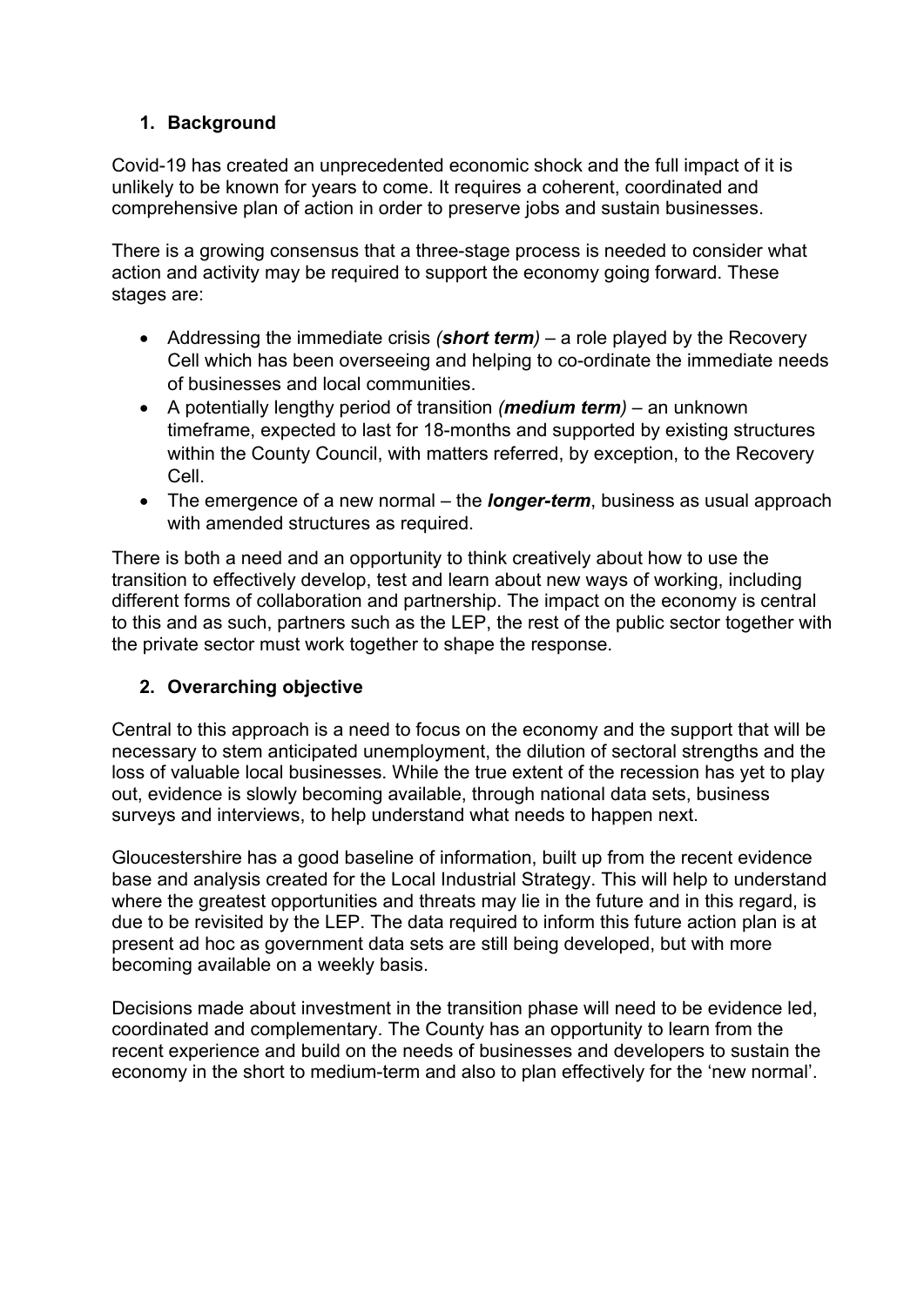## 1. Background

Covid-19 has created an unprecedented economic shock and the full impact of it is unlikely to be known for years to come. It requires a coherent, coordinated and comprehensive plan of action in order to preserve jobs and sustain businesses.

There is a growing consensus that a three-stage process is needed to consider what action and activity may be required to support the economy going forward. These stages are:

- Addressing the immediate crisis *(**short term**)* – a role played by the Recovery Cell which has been overseeing and helping to co-ordinate the immediate needs of businesses and local communities.
- A potentially lengthy period of transition *(**medium term**)* – an unknown timeframe, expected to last for 18-months and supported by existing structures within the County Council, with matters referred, by exception, to the Recovery Cell.
- The emergence of a new normal – the ***longer-term***, business as usual approach with amended structures as required.

There is both a need and an opportunity to think creatively about how to use the transition to effectively develop, test and learn about new ways of working, including different forms of collaboration and partnership. The impact on the economy is central to this and as such, partners such as the LEP, the rest of the public sector together with the private sector must work together to shape the response.

## 2. Overarching objective

Central to this approach is a need to focus on the economy and the support that will be necessary to stem anticipated unemployment, the dilution of sectoral strengths and the loss of valuable local businesses. While the true extent of the recession has yet to play out, evidence is slowly becoming available, through national data sets, business surveys and interviews, to help understand what needs to happen next.

Gloucestershire has a good baseline of information, built up from the recent evidence base and analysis created for the Local Industrial Strategy. This will help to understand where the greatest opportunities and threats may lie in the future and in this regard, is due to be revisited by the LEP. The data required to inform this future action plan is at present ad hoc as government data sets are still being developed, but with more becoming available on a weekly basis.

Decisions made about investment in the transition phase will need to be evidence led, coordinated and complementary. The County has an opportunity to learn from the recent experience and build on the needs of businesses and developers to sustain the economy in the short to medium-term and also to plan effectively for the 'new normal'.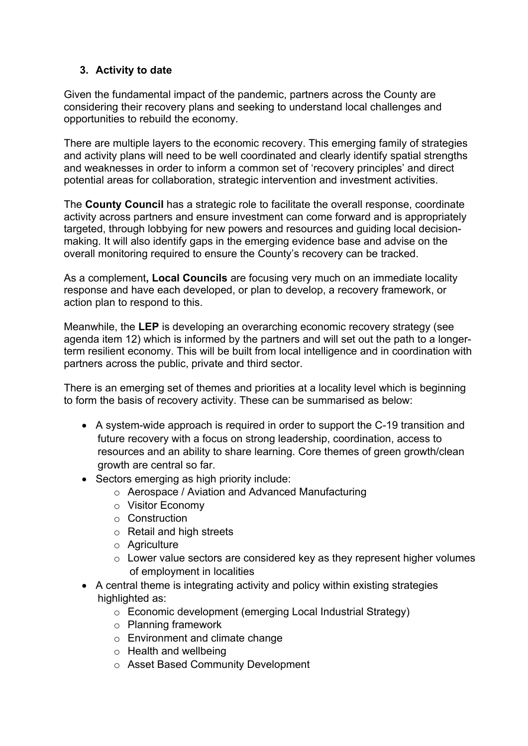## 3. Activity to date

Given the fundamental impact of the pandemic, partners across the County are considering their recovery plans and seeking to understand local challenges and opportunities to rebuild the economy.

There are multiple layers to the economic recovery. This emerging family of strategies and activity plans will need to be well coordinated and clearly identify spatial strengths and weaknesses in order to inform a common set of 'recovery principles' and direct potential areas for collaboration, strategic intervention and investment activities.

The **County Council** has a strategic role to facilitate the overall response, coordinate activity across partners and ensure investment can come forward and is appropriately targeted, through lobbying for new powers and resources and guiding local decision-making. It will also identify gaps in the emerging evidence base and advise on the overall monitoring required to ensure the County's recovery can be tracked.

As a complement**, Local Councils** are focusing very much on an immediate locality response and have each developed, or plan to develop, a recovery framework, or action plan to respond to this.

Meanwhile, the **LEP** is developing an overarching economic recovery strategy (see agenda item 12) which is informed by the partners and will set out the path to a longer-term resilient economy. This will be built from local intelligence and in coordination with partners across the public, private and third sector.

There is an emerging set of themes and priorities at a locality level which is beginning to form the basis of recovery activity. These can be summarised as below:

- A system-wide approach is required in order to support the C-19 transition and future recovery with a focus on strong leadership, coordination, access to resources and an ability to share learning. Core themes of green growth/clean growth are central so far.
- Sectors emerging as high priority include:
  - Aerospace / Aviation and Advanced Manufacturing
  - Visitor Economy
  - Construction
  - Retail and high streets
  - Agriculture
  - Lower value sectors are considered key as they represent higher volumes of employment in localities
- A central theme is integrating activity and policy within existing strategies highlighted as:
  - Economic development (emerging Local Industrial Strategy)
  - Planning framework
  - Environment and climate change
  - Health and wellbeing
  - Asset Based Community Development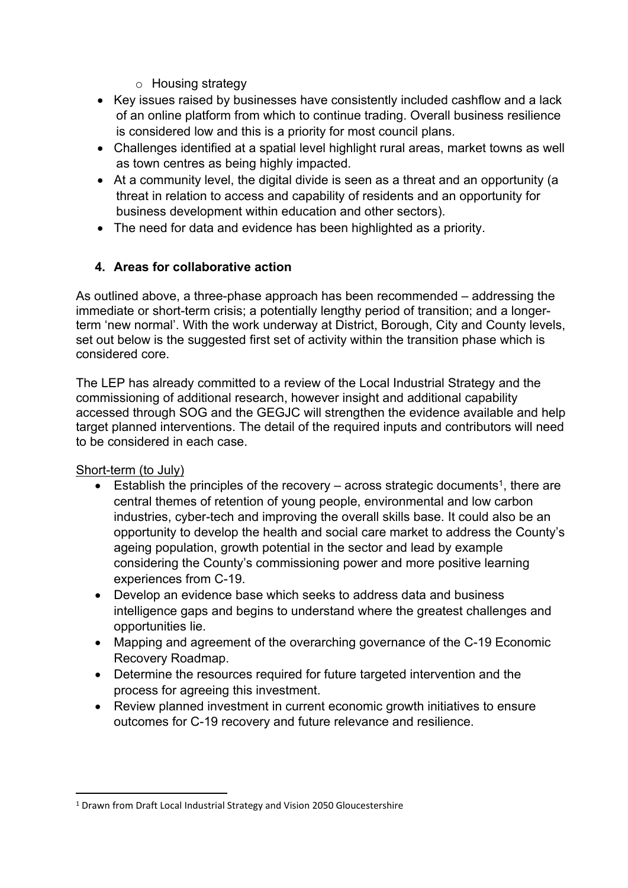- Housing strategy
- Key issues raised by businesses have consistently included cashflow and a lack of an online platform from which to continue trading. Overall business resilience is considered low and this is a priority for most council plans.
- Challenges identified at a spatial level highlight rural areas, market towns as well as town centres as being highly impacted.
- At a community level, the digital divide is seen as a threat and an opportunity (a threat in relation to access and capability of residents and an opportunity for business development within education and other sectors).
- The need for data and evidence has been highlighted as a priority.

## 4. Areas for collaborative action

As outlined above, a three-phase approach has been recommended – addressing the immediate or short-term crisis; a potentially lengthy period of transition; and a longer-term 'new normal'. With the work underway at District, Borough, City and County levels, set out below is the suggested first set of activity within the transition phase which is considered core.

The LEP has already committed to a review of the Local Industrial Strategy and the commissioning of additional research, however insight and additional capability accessed through SOG and the GEGJC will strengthen the evidence available and help target planned interventions. The detail of the required inputs and contributors will need to be considered in each case.

<u>Short-term (to July)</u>

- Establish the principles of the recovery – across strategic documents[1], there are central themes of retention of young people, environmental and low carbon industries, cyber-tech and improving the overall skills base. It could also be an opportunity to develop the health and social care market to address the County's ageing population, growth potential in the sector and lead by example considering the County's commissioning power and more positive learning experiences from C-19.
- Develop an evidence base which seeks to address data and business intelligence gaps and begins to understand where the greatest challenges and opportunities lie.
- Mapping and agreement of the overarching governance of the C-19 Economic Recovery Roadmap.
- Determine the resources required for future targeted intervention and the process for agreeing this investment.
- Review planned investment in current economic growth initiatives to ensure outcomes for C-19 recovery and future relevance and resilience.

[1] Drawn from Draft Local Industrial Strategy and Vision 2050 Gloucestershire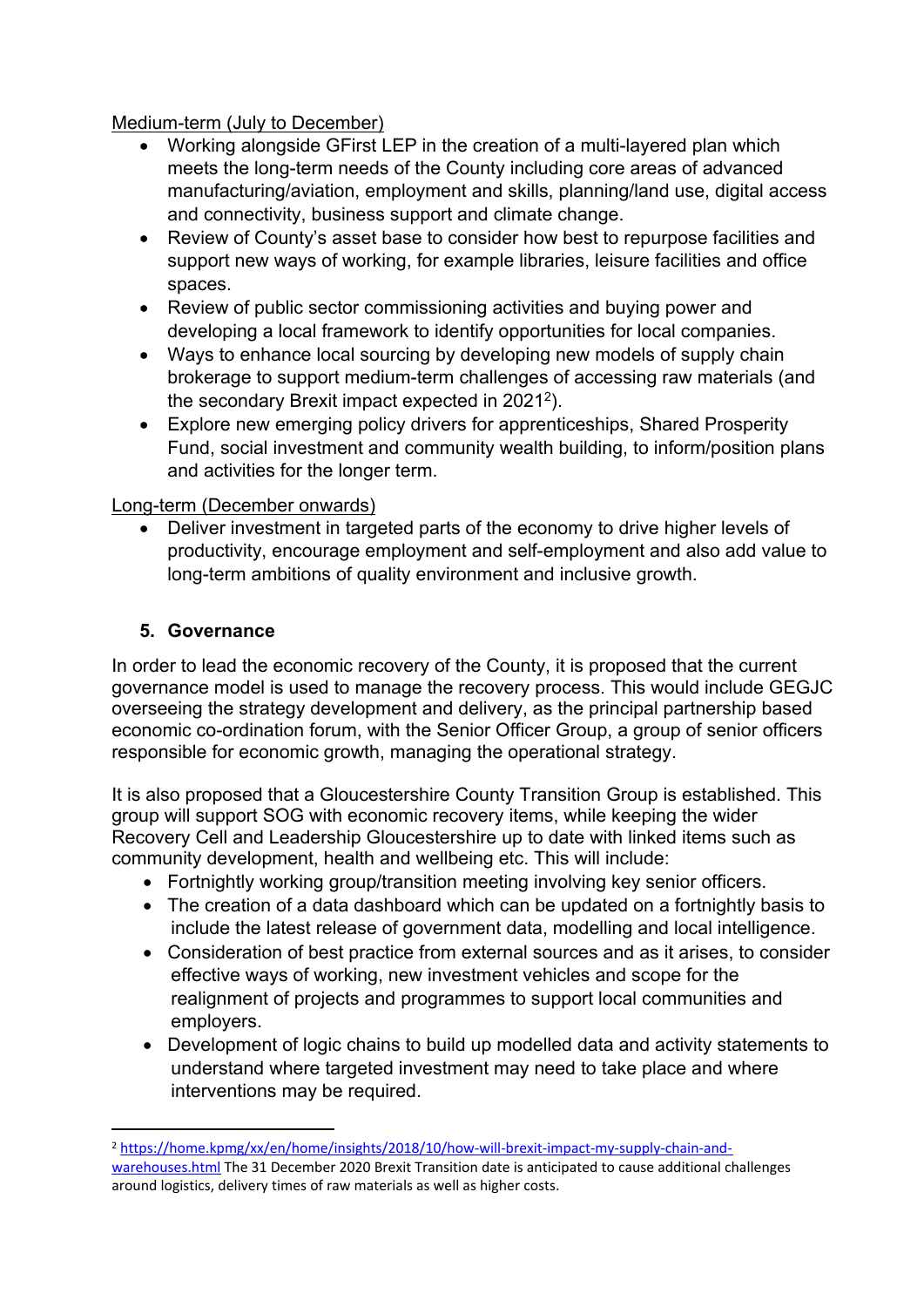Medium-term (July to December)

- Working alongside GFirst LEP in the creation of a multi-layered plan which meets the long-term needs of the County including core areas of advanced manufacturing/aviation, employment and skills, planning/land use, digital access and connectivity, business support and climate change.
- Review of County's asset base to consider how best to repurpose facilities and support new ways of working, for example libraries, leisure facilities and office spaces.
- Review of public sector commissioning activities and buying power and developing a local framework to identify opportunities for local companies.
- Ways to enhance local sourcing by developing new models of supply chain brokerage to support medium-term challenges of accessing raw materials (and the secondary Brexit impact expected in 2021[2]).
- Explore new emerging policy drivers for apprenticeships, Shared Prosperity Fund, social investment and community wealth building, to inform/position plans and activities for the longer term.

Long-term (December onwards)

- Deliver investment in targeted parts of the economy to drive higher levels of productivity, encourage employment and self-employment and also add value to long-term ambitions of quality environment and inclusive growth.

## 5. Governance

In order to lead the economic recovery of the County, it is proposed that the current governance model is used to manage the recovery process. This would include GEGJC overseeing the strategy development and delivery, as the principal partnership based economic co-ordination forum, with the Senior Officer Group, a group of senior officers responsible for economic growth, managing the operational strategy.

It is also proposed that a Gloucestershire County Transition Group is established. This group will support SOG with economic recovery items, while keeping the wider Recovery Cell and Leadership Gloucestershire up to date with linked items such as community development, health and wellbeing etc. This will include:

- Fortnightly working group/transition meeting involving key senior officers.
- The creation of a data dashboard which can be updated on a fortnightly basis to include the latest release of government data, modelling and local intelligence.
- Consideration of best practice from external sources and as it arises, to consider effective ways of working, new investment vehicles and scope for the realignment of projects and programmes to support local communities and employers.
- Development of logic chains to build up modelled data and activity statements to understand where targeted investment may need to take place and where interventions may be required.

---

[2] https://home.kpmg/xx/en/home/insights/2018/10/how-will-brexit-impact-my-supply-chain-and-warehouses.html The 31 December 2020 Brexit Transition date is anticipated to cause additional challenges around logistics, delivery times of raw materials as well as higher costs.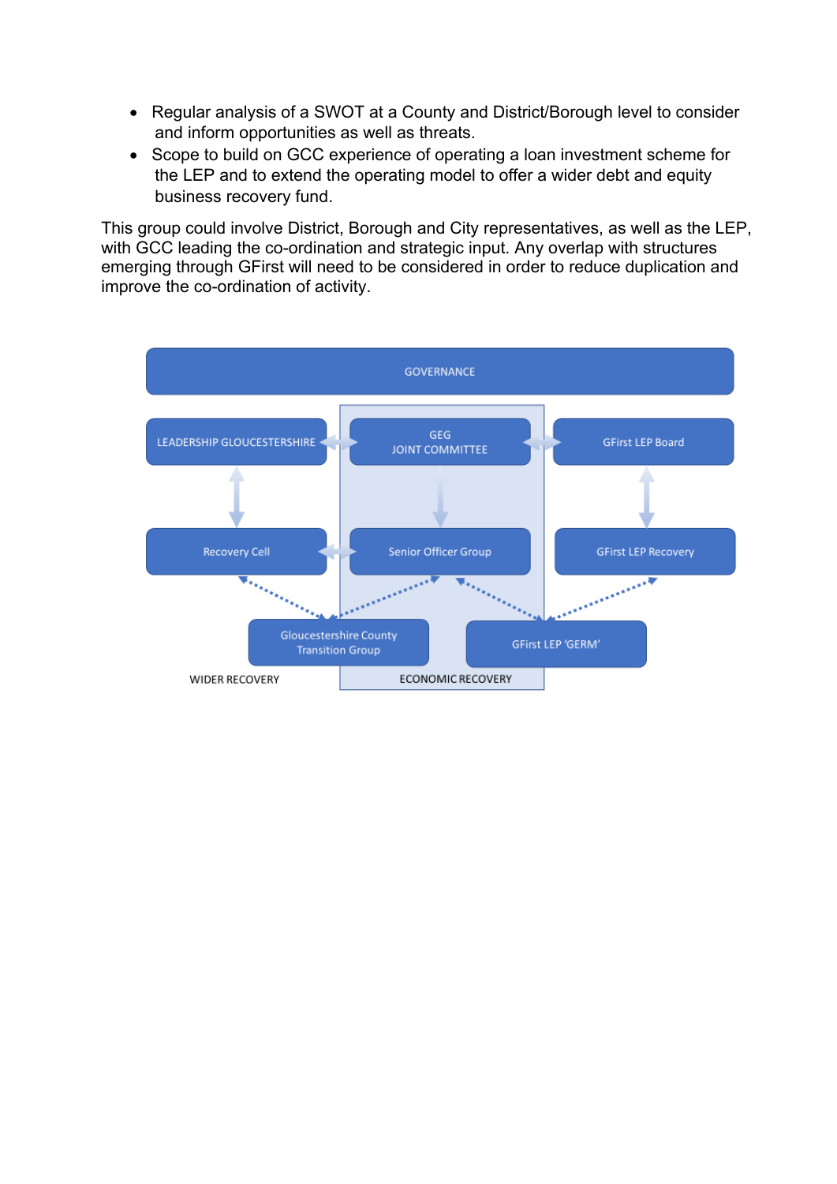- Regular analysis of a SWOT at a County and District/Borough level to consider and inform opportunities as well as threats.
- Scope to build on GCC experience of operating a loan investment scheme for the LEP and to extend the operating model to offer a wider debt and equity business recovery fund.

This group could involve District, Borough and City representatives, as well as the LEP, with GCC leading the co-ordination and strategic input. Any overlap with structures emerging through GFirst will need to be considered in order to reduce duplication and improve the co-ordination of activity.

GOVERNANCE

LEADERSHIP GLOUCESTERSHIRE

GEG JOINT COMMITTEE

GFirst LEP Board

Recovery Cell

Senior Officer Group

GFirst LEP Recovery

Gloucestershire County Transition Group

GFirst LEP 'GERM'

WIDER RECOVERY

ECONOMIC RECOVERY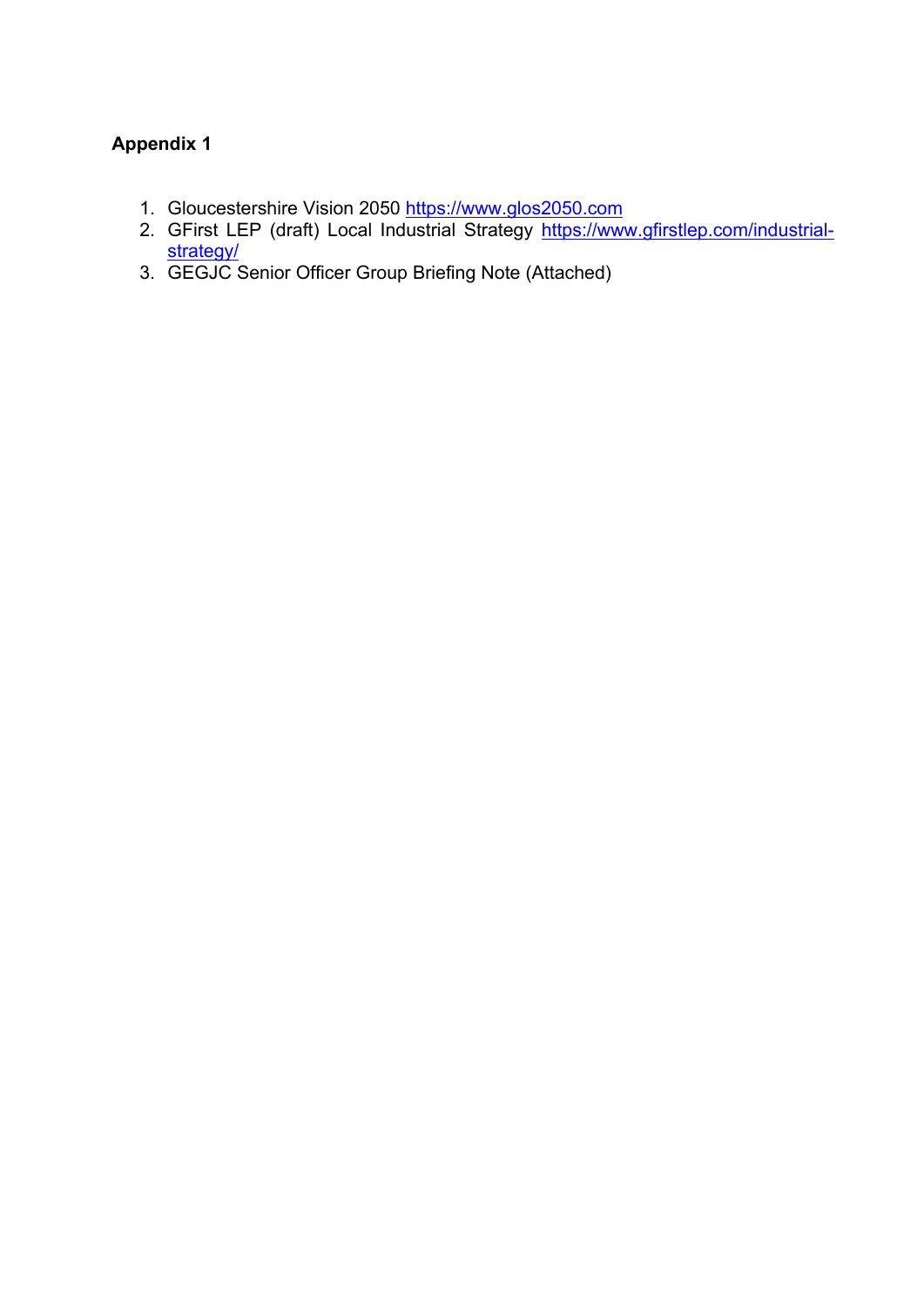**Appendix 1**

1. Gloucestershire Vision 2050 https://www.glos2050.com
2. GFirst LEP (draft) Local Industrial Strategy https://www.gfirstlep.com/industrial-strategy/
3. GEGJC Senior Officer Group Briefing Note (Attached)